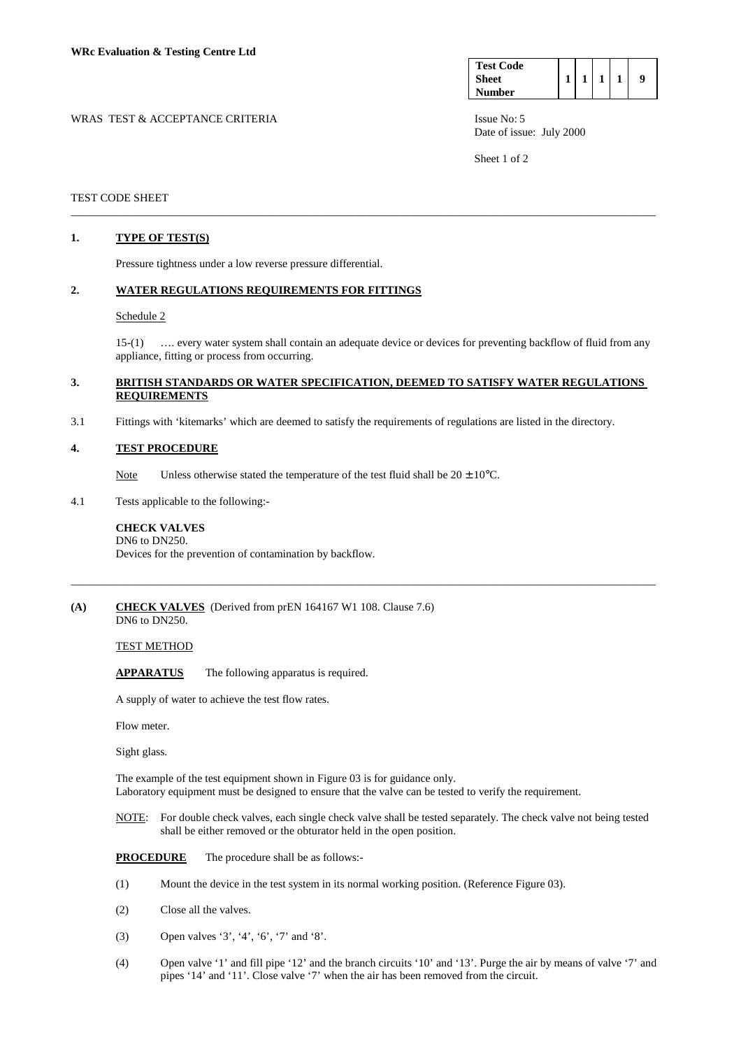WRc Evaluation & Testing Centre Ltd

| Test Code Sheet Number | 1 | 1 | 1 | 1 | 9 |
|---|---|---|---|---|---|

WRAS TEST & ACCEPTANCE CRITERIA

Issue No: 5
Date of issue: July 2000

TEST CODE SHEET

---

## 1. TYPE OF TEST(S)

Pressure tightness under a low reverse pressure differential.

## 2. WATER REGULATIONS REQUIREMENTS FOR FITTINGS

Schedule 2

15-(1) …. every water system shall contain an adequate device or devices for preventing backflow of fluid from any appliance, fitting or process from occurring.

## 3. BRITISH STANDARDS OR WATER SPECIFICATION, DEEMED TO SATISFY WATER REGULATIONS REQUIREMENTS

3.1 Fittings with 'kitemarks' which are deemed to satisfy the requirements of regulations are listed in the directory.

## 4. TEST PROCEDURE

Note Unless otherwise stated the temperature of the test fluid shall be $20 \pm 10°C$.

4.1 Tests applicable to the following:-

**CHECK VALVES**
DN6 to DN250.
Devices for the prevention of contamination by backflow.

---

**(A) CHECK VALVES** (Derived from prEN 164167 W1 108. Clause 7.6)
DN6 to DN250.

TEST METHOD

**APPARATUS** The following apparatus is required.

A supply of water to achieve the test flow rates.

Flow meter.

Sight glass.

The example of the test equipment shown in Figure 03 is for guidance only.
Laboratory equipment must be designed to ensure that the valve can be tested to verify the requirement.

NOTE: For double check valves, each single check valve shall be tested separately. The check valve not being tested shall be either removed or the obturator held in the open position.

**PROCEDURE** The procedure shall be as follows:-

(1) Mount the device in the test system in its normal working position. (Reference Figure 03).

(2) Close all the valves.

(3) Open valves '3', '4', '6', '7' and '8'.

(4) Open valve '1' and fill pipe '12' and the branch circuits '10' and '13'. Purge the air by means of valve '7' and pipes '14' and '11'. Close valve '7' when the air has been removed from the circuit.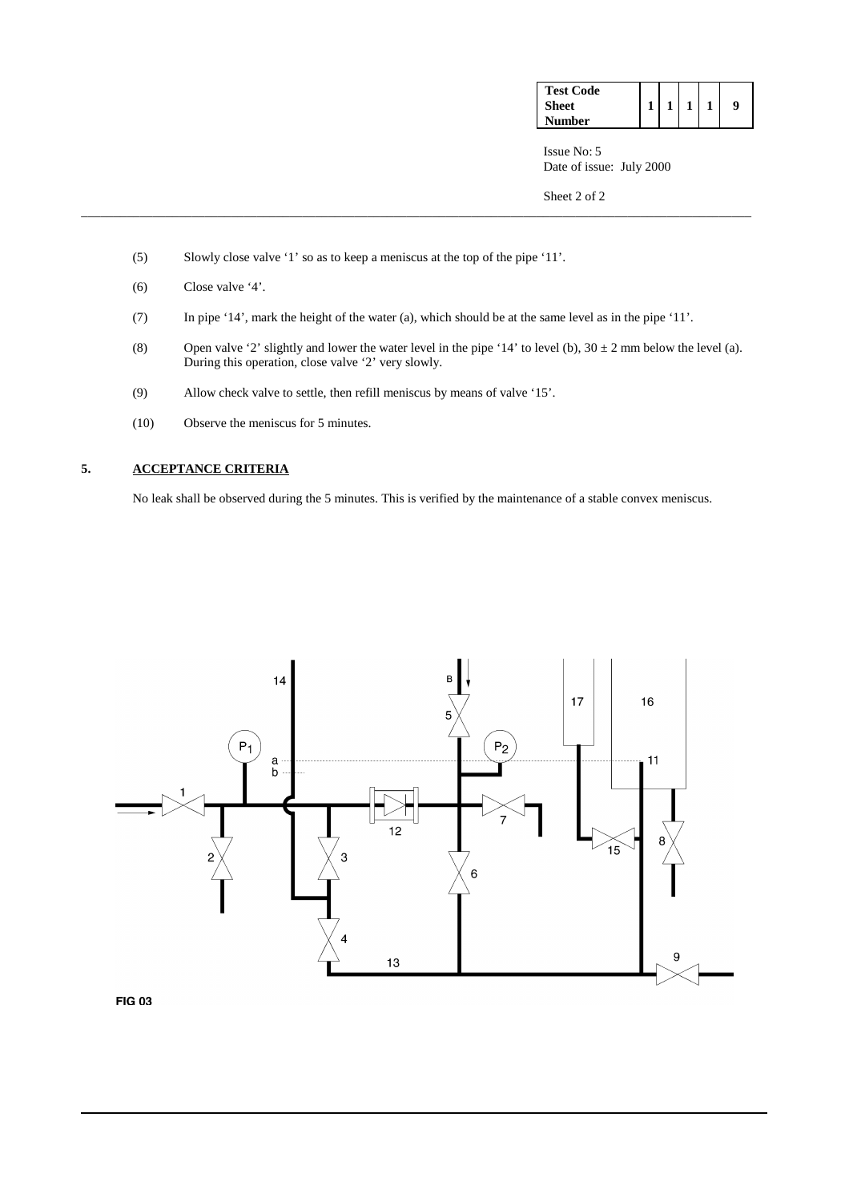| Test Code Sheet Number | 1 | 1 | 1 | 1 | 9 |
| --- | --- | --- | --- | --- | --- |

Issue No: 5
Date of issue: July 2000

(5) Slowly close valve '1' so as to keep a meniscus at the top of the pipe '11'.

(6) Close valve '4'.

(7) In pipe '14', mark the height of the water (a), which should be at the same level as in the pipe '11'.

(8) Open valve '2' slightly and lower the water level in the pipe '14' to level (b), 30 ± 2 mm below the level (a). During this operation, close valve '2' very slowly.

(9) Allow check valve to settle, then refill meniscus by means of valve '15'.

(10) Observe the meniscus for 5 minutes.

## 5. ACCEPTANCE CRITERIA

No leak shall be observed during the 5 minutes. This is verified by the maintenance of a stable convex meniscus.

14
B
17
16
5
$P_1$
$P_2$
a
b
11
1
12
7
8
15
2
3
6
4
13
9

**FIG 03**